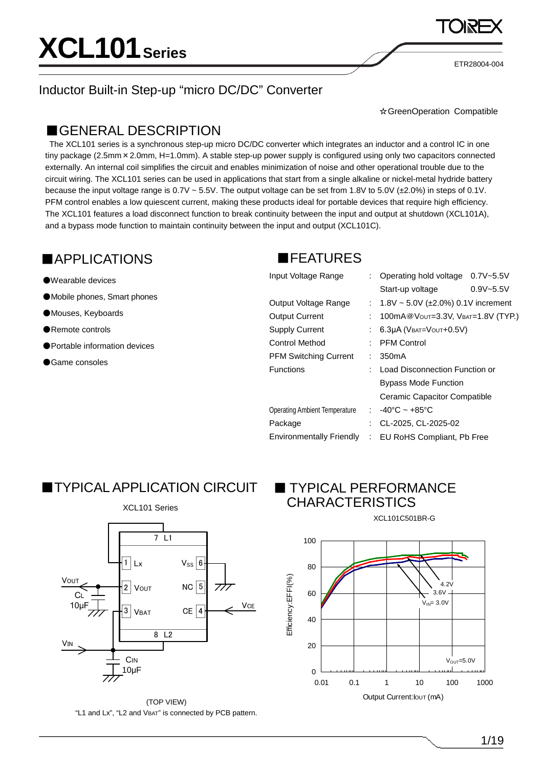# XCL101 Series

ETR28004-004

## Inductor Built-in Step-up "micro DC/DC" Converter

☆GreenOperation Compatible

## ■GENERAL DESCRIPTION

The XCL101 series is a synchronous step-up micro DC/DC converter which integrates an inductor and a control IC in one tiny package (2.5mm×2.0mm, H=1.0mm). A stable step-up power supply is configured using only two capacitors connected externally. An internal coil simplifies the circuit and enables minimization of noise and other operational trouble due to the circuit wiring. The XCL101 series can be used in applications that start from a single alkaline or nickel-metal hydride battery because the input voltage range is 0.7V ~ 5.5V. The output voltage can be set from 1.8V to 5.0V (±2.0%) in steps of 0.1V. PFM control enables a low quiescent current, making these products ideal for portable devices that require high efficiency. The XCL101 features a load disconnect function to break continuity between the input and output at shutdown (XCL101A), and a bypass mode function to maintain continuity between the input and output (XCL101C).

## ■APPLICATIONS

- ●Wearable devices
- ●Mobile phones, Smart phones
- ●Mouses, Keyboards
- ●Remote controls
- ●Portable information devices
- ●Game consoles

## ■FEATURES

| | | |
|---|---|---|
| Input Voltage Range | : | Operating hold voltage 0.7V~5.5V |
| | | Start-up voltage 0.9V~5.5V |
| Output Voltage Range | : | 1.8V ~ 5.0V (±2.0%) 0.1V increment |
| Output Current | : | 100mA@$V_{OUT}$=3.3V, $V_{BAT}$=1.8V (TYP.) |
| Supply Current | : | 6.3μA ($V_{BAT}$=$V_{OUT}$+0.5V) |
| Control Method | : | PFM Control |
| PFM Switching Current | : | 350mA |
| Functions | : | Load Disconnection Function or |
| | | Bypass Mode Function |
| | | Ceramic Capacitor Compatible |
| Operating Ambient Temperature | : | -40°C ~ +85°C |
| Package | : | CL-2025, CL-2025-02 |
| Environmentally Friendly | : | EU RoHS Compliant, Pb Free |

## ■TYPICAL APPLICATION CIRCUIT

XCL101 Series

(TOP VIEW)

"L1 and Lx", "L2 and $V_{BAT}$" is connected by PCB pattern.

## ■TYPICAL PERFORMANCE CHARACTERISTICS

XCL101C501BR-G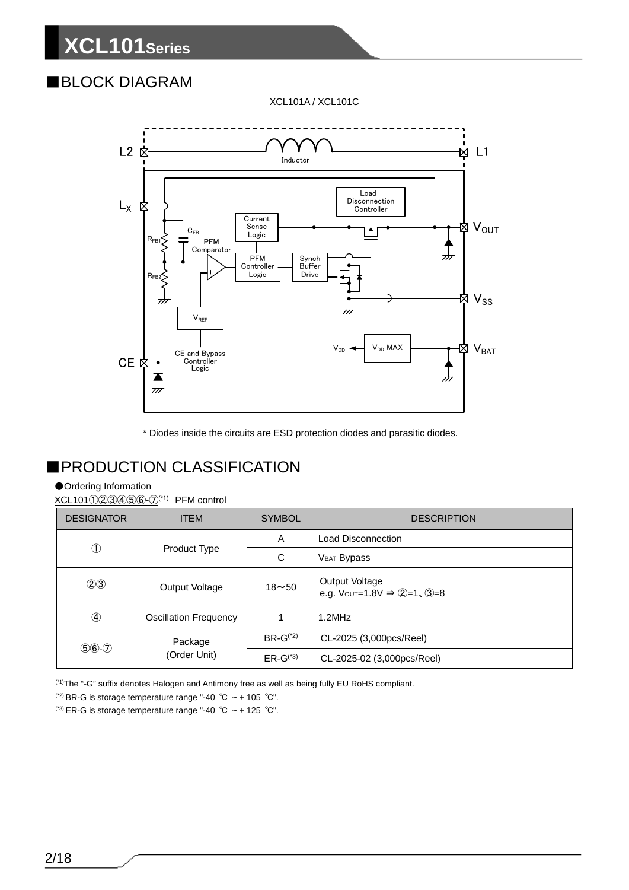## ■BLOCK DIAGRAM

XCL101A / XCL101C

L2 Inductor L1

$L_X$ Load Disconnection Controller

Current Sense Logic $V_{OUT}$

$C_{FB}$

$R_{FB1}$ PFM Comparator

PFM Controller Logic Synch Buffer Drive

$R_{FB2}$

$V_{SS}$

$V_{REF}$

$V_{DD}$ $V_{DD}$ MAX $V_{BAT}$

CE and Bypass Controller Logic

CE

\* Diodes inside the circuits are ESD protection diodes and parasitic diodes.

## ■PRODUCTION CLASSIFICATION

●Ordering Information

XCL101①②③④⑤⑥-⑦(*1) PFM control

| DESIGNATOR | ITEM | SYMBOL | DESCRIPTION |
|---|---|---|---|
| ① | Product Type | A | Load Disconnection |
| | | C | $V_{BAT}$ Bypass |
| ②③ | Output Voltage | 18～50 | Output Voltage<br>e.g. $V_{OUT}$=1.8V ⇒ ②=1、③=8 |
| ④ | Oscillation Frequency | 1 | 1.2MHz |
| ⑤⑥-⑦ | Package<br>(Order Unit) | BR-G(*2) | CL-2025 (3,000pcs/Reel) |
| | | ER-G(*3) | CL-2025-02 (3,000pcs/Reel) |

(*1)The "-G" suffix denotes Halogen and Antimony free as well as being fully EU RoHS compliant.

(*2) BR-G is storage temperature range "-40 ℃ ~ + 105 ℃".

(*3) ER-G is storage temperature range "-40 ℃ ~ + 125 ℃".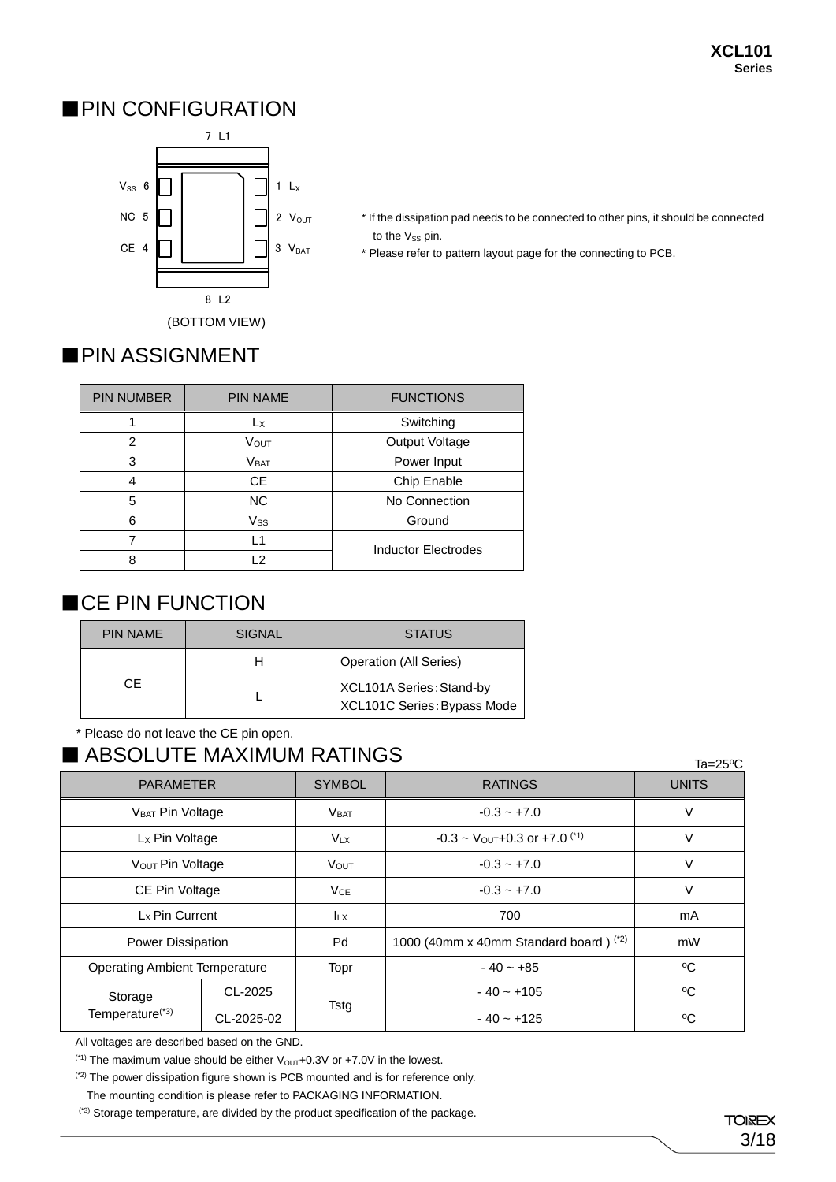## ■PIN CONFIGURATION

7 L1

$V_{SS}$ 6 — 1 $L_X$

NC 5 — 2 $V_{OUT}$

CE 4 — 3 $V_{BAT}$

8 L2

(BOTTOM VIEW)

* If the dissipation pad needs to be connected to other pins, it should be connected to the $V_{SS}$ pin.
* Please refer to pattern layout page for the connecting to PCB.

## ■PIN ASSIGNMENT

| PIN NUMBER | PIN NAME | FUNCTIONS |
|---|---|---|
| 1 | $L_X$ | Switching |
| 2 | $V_{OUT}$ | Output Voltage |
| 3 | $V_{BAT}$ | Power Input |
| 4 | CE | Chip Enable |
| 5 | NC | No Connection |
| 6 | $V_{SS}$ | Ground |
| 7 | L1 | Inductor Electrodes |
| 8 | L2 | Inductor Electrodes |

## ■CE PIN FUNCTION

| PIN NAME | SIGNAL | STATUS |
|---|---|---|
| CE | H | Operation (All Series) |
| | L | XCL101A Series：Stand-by<br>XCL101C Series：Bypass Mode |

* Please do not leave the CE pin open.

## ■ ABSOLUTE MAXIMUM RATINGS

Ta=25ºC

| PARAMETER | | SYMBOL | RATINGS | UNITS |
|---|---|---|---|---|
| $V_{BAT}$ Pin Voltage | | $V_{BAT}$ | -0.3 ~ +7.0 | V |
| $L_X$ Pin Voltage | | $V_{LX}$ | -0.3 ~ $V_{OUT}$+0.3 or +7.0 (*1) | V |
| $V_{OUT}$ Pin Voltage | | $V_{OUT}$ | -0.3 ~ +7.0 | V |
| CE Pin Voltage | | $V_{CE}$ | -0.3 ~ +7.0 | V |
| $L_X$ Pin Current | | $I_{LX}$ | 700 | mA |
| Power Dissipation | | Pd | 1000 (40mm x 40mm Standard board ) (*2) | mW |
| Operating Ambient Temperature | | Topr | - 40 ~ +85 | ºC |
| Storage Temperature(*3) | CL-2025 | Tstg | - 40 ~ +105 | ºC |
| | CL-2025-02 | | - 40 ~ +125 | ºC |

All voltages are described based on the GND.

(*1) The maximum value should be either $V_{OUT}$+0.3V or +7.0V in the lowest.

(*2) The power dissipation figure shown is PCB mounted and is for reference only.
The mounting condition is please refer to PACKAGING INFORMATION.

(*3) Storage temperature, are divided by the product specification of the package.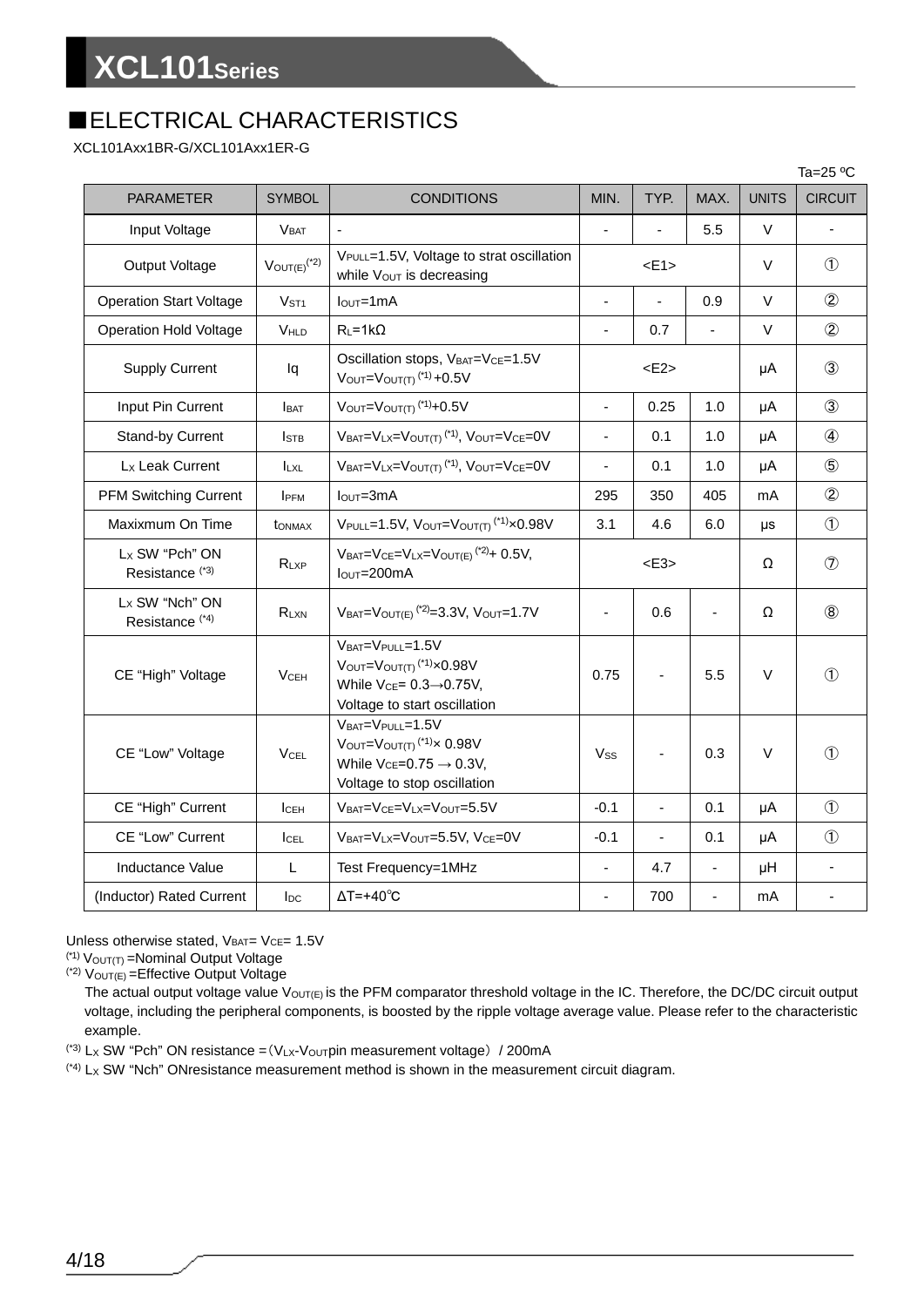## ■ELECTRICAL CHARACTERISTICS

XCL101Axx1BR-G/XCL101Axx1ER-G

Ta=25 ºC

| PARAMETER | SYMBOL | CONDITIONS | MIN. | TYP. | MAX. | UNITS | CIRCUIT |
|---|---|---|---|---|---|---|---|
| Input Voltage | $V_{BAT}$ | - | - | - | 5.5 | V | - |
| Output Voltage | $V_{OUT(E)}$ (*2) | $V_{PULL}$=1.5V, Voltage to strat oscillation while $V_{OUT}$ is decreasing | | <E1> | | V | ① |
| Operation Start Voltage | $V_{ST1}$ | $I_{OUT}$=1mA | - | - | 0.9 | V | ② |
| Operation Hold Voltage | $V_{HLD}$ | $R_L$=1kΩ | - | 0.7 | - | V | ② |
| Supply Current | Iq | Oscillation stops, $V_{BAT}$=$V_{CE}$=1.5V $V_{OUT}$=$V_{OUT(T)}$ (*1) +0.5V | | <E2> | | μA | ③ |
| Input Pin Current | $I_{BAT}$ | $V_{OUT}$=$V_{OUT(T)}$ (*1)+0.5V | - | 0.25 | 1.0 | μA | ③ |
| Stand-by Current | $I_{STB}$ | $V_{BAT}$=$V_{LX}$=$V_{OUT(T)}$ (*1), $V_{OUT}$=$V_{CE}$=0V | - | 0.1 | 1.0 | μA | ④ |
| $L_X$ Leak Current | $I_{LXL}$ | $V_{BAT}$=$V_{LX}$=$V_{OUT(T)}$ (*1), $V_{OUT}$=$V_{CE}$=0V | - | 0.1 | 1.0 | μA | ⑤ |
| PFM Switching Current | $I_{PFM}$ | $I_{OUT}$=3mA | 295 | 350 | 405 | mA | ② |
| Maxixmum On Time | $t_{ONMAX}$ | $V_{PULL}$=1.5V, $V_{OUT}$=$V_{OUT(T)}$ (*1)×0.98V | 3.1 | 4.6 | 6.0 | μs | ① |
| $L_X$ SW "Pch" ON Resistance (*3) | $R_{LXP}$ | $V_{BAT}$=$V_{CE}$=$V_{LX}$=$V_{OUT(E)}$ (*2)+ 0.5V, $I_{OUT}$=200mA | | <E3> | | Ω | ⑦ |
| $L_X$ SW "Nch" ON Resistance (*4) | $R_{LXN}$ | $V_{BAT}$=$V_{OUT(E)}$ (*2)=3.3V, $V_{OUT}$=1.7V | - | 0.6 | - | Ω | ⑧ |
| CE "High" Voltage | $V_{CEH}$ | $V_{BAT}$=$V_{PULL}$=1.5V $V_{OUT}$=$V_{OUT(T)}$ (*1)×0.98V While $V_{CE}$= 0.3→0.75V, Voltage to start oscillation | 0.75 | - | 5.5 | V | ① |
| CE "Low" Voltage | $V_{CEL}$ | $V_{BAT}$=$V_{PULL}$=1.5V $V_{OUT}$=$V_{OUT(T)}$ (*1)× 0.98V While $V_{CE}$=0.75 → 0.3V, Voltage to stop oscillation | $V_{SS}$ | - | 0.3 | V | ① |
| CE "High" Current | $I_{CEH}$ | $V_{BAT}$=$V_{CE}$=$V_{LX}$=$V_{OUT}$=5.5V | -0.1 | - | 0.1 | μA | ① |
| CE "Low" Current | $I_{CEL}$ | $V_{BAT}$=$V_{LX}$=$V_{OUT}$=5.5V, $V_{CE}$=0V | -0.1 | - | 0.1 | μA | ① |
| Inductance Value | L | Test Frequency=1MHz | - | 4.7 | - | μH | - |
| (Inductor) Rated Current | $I_{DC}$ | ΔT=+40℃ | - | 700 | - | mA | - |

Unless otherwise stated, $V_{BAT}$= $V_{CE}$= 1.5V

(*1) $V_{OUT(T)}$ =Nominal Output Voltage

(*2) $V_{OUT(E)}$ =Effective Output Voltage

The actual output voltage value $V_{OUT(E)}$ is the PFM comparator threshold voltage in the IC. Therefore, the DC/DC circuit output voltage, including the peripheral components, is boosted by the ripple voltage average value. Please refer to the characteristic example.

(*3) $L_X$ SW "Pch" ON resistance =（$V_{LX}$-$V_{OUT}$pin measurement voltage）/ 200mA

(*4) $L_X$ SW "Nch" ONresistance measurement method is shown in the measurement circuit diagram.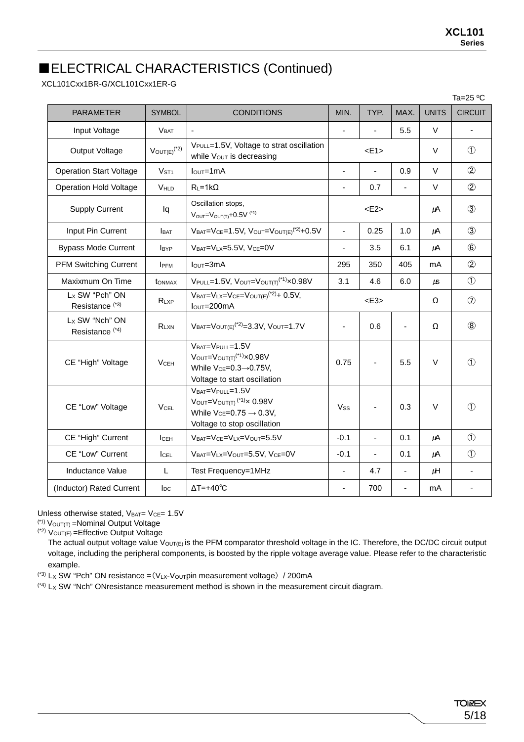## ■ELECTRICAL CHARACTERISTICS (Continued)

XCL101Cxx1BR-G/XCL101Cxx1ER-G

Ta=25 ºC

| PARAMETER | SYMBOL | CONDITIONS | MIN. | TYP. | MAX. | UNITS | CIRCUIT |
|---|---|---|---|---|---|---|---|
| Input Voltage | $V_{BAT}$ | - | - | - | 5.5 | V | - |
| Output Voltage | $V_{OUT(E)}$ (*2) | $V_{PULL}$=1.5V, Voltage to strat oscillation while $V_{OUT}$ is decreasing | | <E1> | | V | ① |
| Operation Start Voltage | $V_{ST1}$ | $I_{OUT}$=1mA | - | - | 0.9 | V | ② |
| Operation Hold Voltage | $V_{HLD}$ | $R_L$=1kΩ | - | 0.7 | - | V | ② |
| Supply Current | Iq | Oscillation stops, $V_{OUT}=V_{OUT(T)}$+0.5V (*1) | | <E2> | | μA | ③ |
| Input Pin Current | $I_{BAT}$ | $V_{BAT}=V_{CE}$=1.5V, $V_{OUT}=V_{OUT(E)}$(*2)+0.5V | - | 0.25 | 1.0 | μA | ③ |
| Bypass Mode Current | $I_{BYP}$ | $V_{BAT}=V_{LX}$=5.5V, $V_{CE}$=0V | - | 3.5 | 6.1 | μA | ⑥ |
| PFM Switching Current | $I_{PFM}$ | $I_{OUT}$=3mA | 295 | 350 | 405 | mA | ② |
| Maxixmum On Time | $t_{ONMAX}$ | $V_{PULL}$=1.5V, $V_{OUT}=V_{OUT(T)}$(*1)×0.98V | 3.1 | 4.6 | 6.0 | μs | ① |
| $L_X$ SW "Pch" ON Resistance (*3) | $R_{LXP}$ | $V_{BAT}=V_{LX}=V_{CE}=V_{OUT(E)}$(*2)+ 0.5V, $I_{OUT}$=200mA | | <E3> | | Ω | ⑦ |
| $L_X$ SW "Nch" ON Resistance (*4) | $R_{LXN}$ | $V_{BAT}=V_{OUT(E)}$(*2)=3.3V, $V_{OUT}$=1.7V | - | 0.6 | - | Ω | ⑧ |
| CE "High" Voltage | $V_{CEH}$ | $V_{BAT}=V_{PULL}$=1.5V<br>$V_{OUT}=V_{OUT(T)}$(*1)×0.98V<br>While $V_{CE}$=0.3→0.75V,<br>Voltage to start oscillation | 0.75 | - | 5.5 | V | ① |
| CE "Low" Voltage | $V_{CEL}$ | $V_{BAT}=V_{PULL}$=1.5V<br>$V_{OUT}=V_{OUT(T)}$(*1)× 0.98V<br>While $V_{CE}$=0.75 → 0.3V,<br>Voltage to stop oscillation | $V_{SS}$ | - | 0.3 | V | ① |
| CE "High" Current | $I_{CEH}$ | $V_{BAT}=V_{CE}=V_{LX}=V_{OUT}$=5.5V | -0.1 | - | 0.1 | μA | ① |
| CE "Low" Current | $I_{CEL}$ | $V_{BAT}=V_{LX}=V_{OUT}$=5.5V, $V_{CE}$=0V | -0.1 | - | 0.1 | μA | ① |
| Inductance Value | L | Test Frequency=1MHz | - | 4.7 | - | μH | - |
| (Inductor) Rated Current | $I_{DC}$ | ΔT=+40℃ | - | 700 | - | mA | - |

Unless otherwise stated, $V_{BAT}=V_{CE}$= 1.5V

(*1) $V_{OUT(T)}$ =Nominal Output Voltage

(*2) $V_{OUT(E)}$ =Effective Output Voltage

The actual output voltage value $V_{OUT(E)}$ is the PFM comparator threshold voltage in the IC. Therefore, the DC/DC circuit output voltage, including the peripheral components, is boosted by the ripple voltage average value. Please refer to the characteristic example.

(*3) $L_X$ SW "Pch" ON resistance =（$V_{LX}$-$V_{OUT}$pin measurement voltage）/ 200mA

(*4) $L_X$ SW "Nch" ONresistance measurement method is shown in the measurement circuit diagram.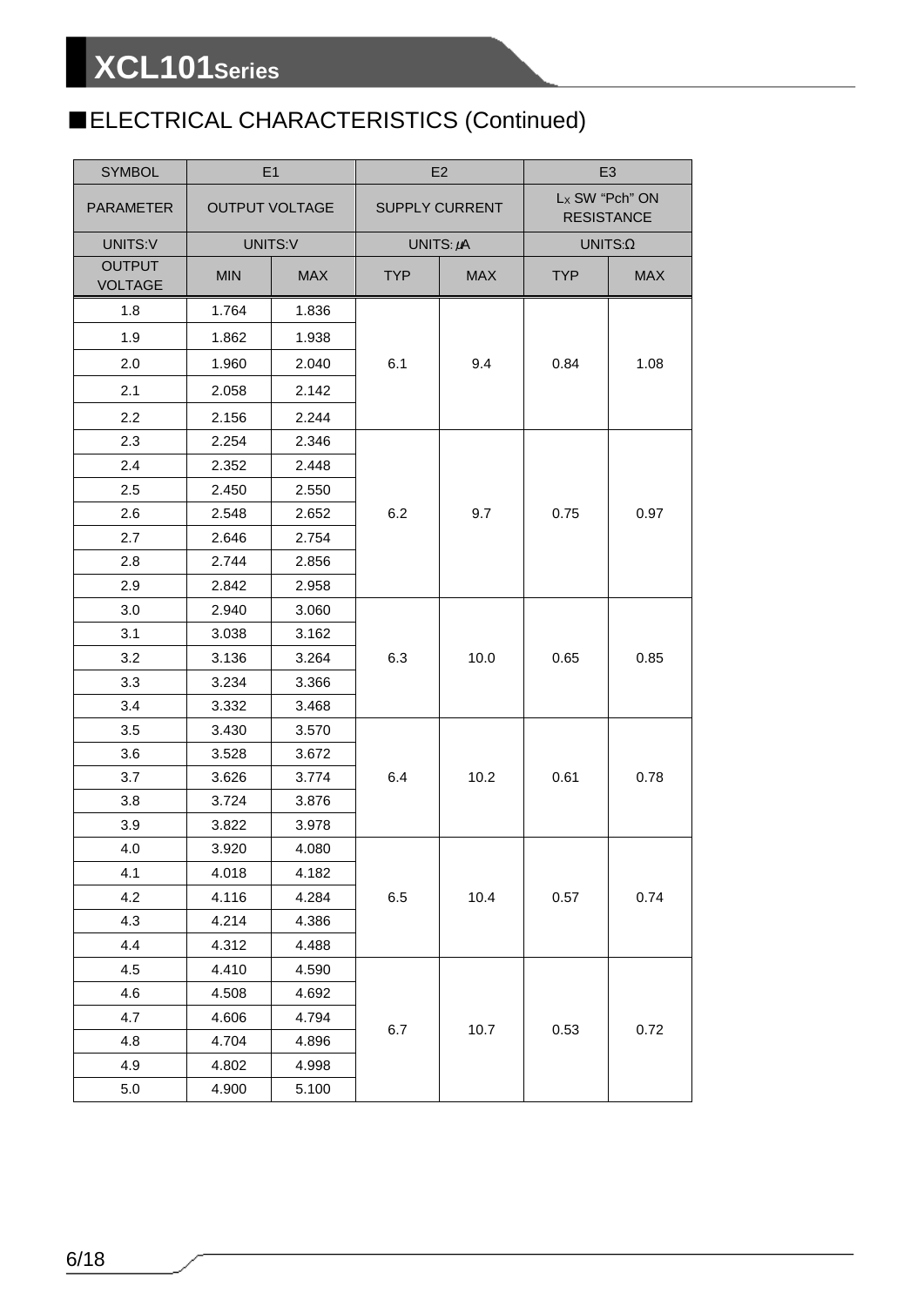## ■ELECTRICAL CHARACTERISTICS (Continued)

| SYMBOL | E1 | | E2 | | E3 | |
|---|---|---|---|---|---|---|
| PARAMETER | OUTPUT VOLTAGE | | SUPPLY CURRENT | | $L_X$ SW “Pch” ON RESISTANCE | |
| UNITS:V | UNITS:V | | UNITS: μA | | UNITS:Ω | |
| OUTPUT VOLTAGE | MIN | MAX | TYP | MAX | TYP | MAX |
| 1.8 | 1.764 | 1.836 | 6.1 | 9.4 | 0.84 | 1.08 |
| 1.9 | 1.862 | 1.938 | | | | |
| 2.0 | 1.960 | 2.040 | | | | |
| 2.1 | 2.058 | 2.142 | | | | |
| 2.2 | 2.156 | 2.244 | | | | |
| 2.3 | 2.254 | 2.346 | 6.2 | 9.7 | 0.75 | 0.97 |
| 2.4 | 2.352 | 2.448 | | | | |
| 2.5 | 2.450 | 2.550 | | | | |
| 2.6 | 2.548 | 2.652 | | | | |
| 2.7 | 2.646 | 2.754 | | | | |
| 2.8 | 2.744 | 2.856 | | | | |
| 2.9 | 2.842 | 2.958 | | | | |
| 3.0 | 2.940 | 3.060 | 6.3 | 10.0 | 0.65 | 0.85 |
| 3.1 | 3.038 | 3.162 | | | | |
| 3.2 | 3.136 | 3.264 | | | | |
| 3.3 | 3.234 | 3.366 | | | | |
| 3.4 | 3.332 | 3.468 | | | | |
| 3.5 | 3.430 | 3.570 | 6.4 | 10.2 | 0.61 | 0.78 |
| 3.6 | 3.528 | 3.672 | | | | |
| 3.7 | 3.626 | 3.774 | | | | |
| 3.8 | 3.724 | 3.876 | | | | |
| 3.9 | 3.822 | 3.978 | | | | |
| 4.0 | 3.920 | 4.080 | 6.5 | 10.4 | 0.57 | 0.74 |
| 4.1 | 4.018 | 4.182 | | | | |
| 4.2 | 4.116 | 4.284 | | | | |
| 4.3 | 4.214 | 4.386 | | | | |
| 4.4 | 4.312 | 4.488 | | | | |
| 4.5 | 4.410 | 4.590 | 6.7 | 10.7 | 0.53 | 0.72 |
| 4.6 | 4.508 | 4.692 | | | | |
| 4.7 | 4.606 | 4.794 | | | | |
| 4.8 | 4.704 | 4.896 | | | | |
| 4.9 | 4.802 | 4.998 | | | | |
| 5.0 | 4.900 | 5.100 | | | | |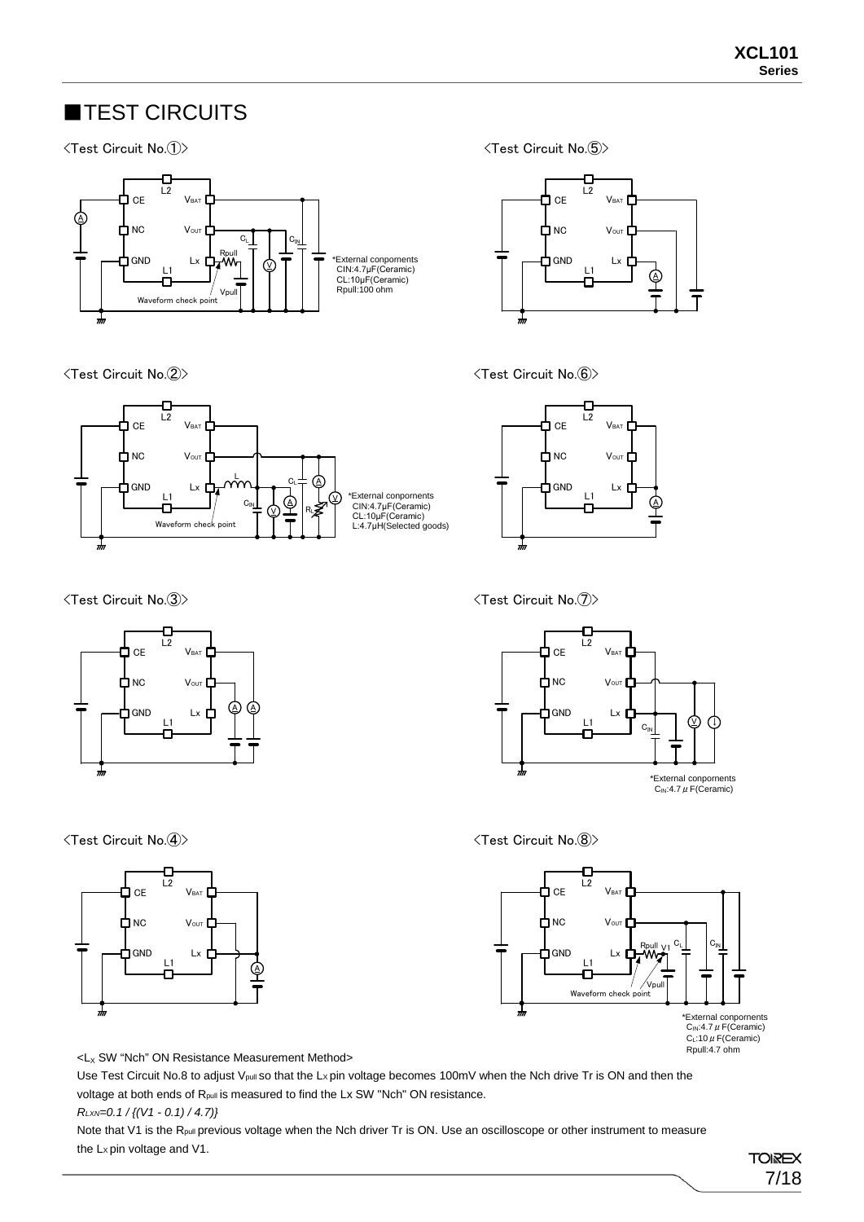## ■TEST CIRCUITS

<Test Circuit No.①>

*External conponents
CIN:4.7μF(Ceramic)
CL:10μF(Ceramic)
Rpull:100 ohm

<Test Circuit No.②>

*External conponents
CIN:4.7μF(Ceramic)
CL:10μF(Ceramic)
L:4.7μH(Selected goods)

<Test Circuit No.③>

<Test Circuit No.④>

<Test Circuit No.⑤>

<Test Circuit No.⑥>

<Test Circuit No.⑦>

*External conponents
$C_{IN}$:4.7μF(Ceramic)

<Test Circuit No.⑧>

*External conponents
$C_{IN}$:4.7μF(Ceramic)
$C_L$:10μF(Ceramic)
Rpull:4.7 ohm

<$L_X$ SW "Nch" ON Resistance Measurement Method>

Use Test Circuit No.8 to adjust $V_{pull}$ so that the $L_X$ pin voltage becomes 100mV when the Nch drive Tr is ON and then the voltage at both ends of $R_{pull}$ is measured to find the Lx SW "Nch" ON resistance.

$R_{LXN}=0.1 / \{(V1 - 0.1) / 4.7)\}$

Note that V1 is the $R_{pull}$ previous voltage when the Nch driver Tr is ON. Use an oscilloscope or other instrument to measure the $L_X$ pin voltage and V1.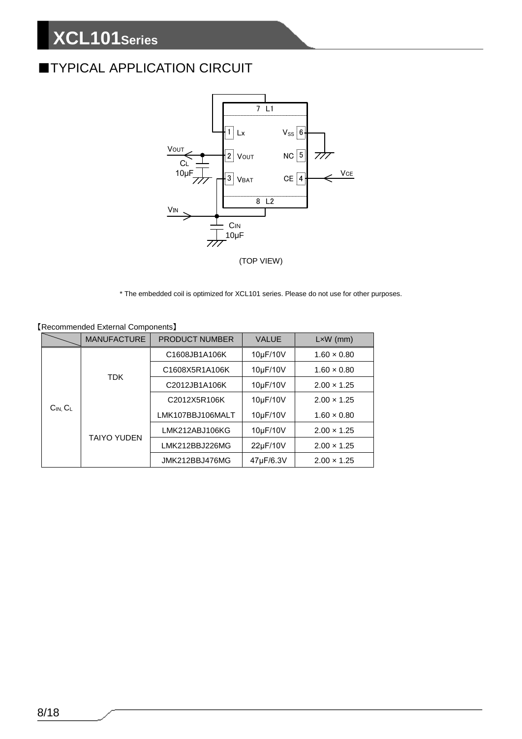## ■TYPICAL APPLICATION CIRCUIT

(TOP VIEW)

\* The embedded coil is optimized for XCL101 series. Please do not use for other purposes.

【Recommended External Components】

| | MANUFACTURE | PRODUCT NUMBER | VALUE | L×W (mm) |
|---|---|---|---|---|
| $C_{IN}$, $C_L$ | TDK | C1608JB1A106K | 10μF/10V | 1.60 × 0.80 |
| | | C1608X5R1A106K | 10μF/10V | 1.60 × 0.80 |
| | | C2012JB1A106K | 10μF/10V | 2.00 × 1.25 |
| | | C2012X5R106K | 10μF/10V | 2.00 × 1.25 |
| | TAIYO YUDEN | LMK107BBJ106MALT | 10μF/10V | 1.60 × 0.80 |
| | | LMK212ABJ106KG | 10μF/10V | 2.00 × 1.25 |
| | | LMK212BBJ226MG | 22μF/10V | 2.00 × 1.25 |
| | | JMK212BBJ476MG | 47μF/6.3V | 2.00 × 1.25 |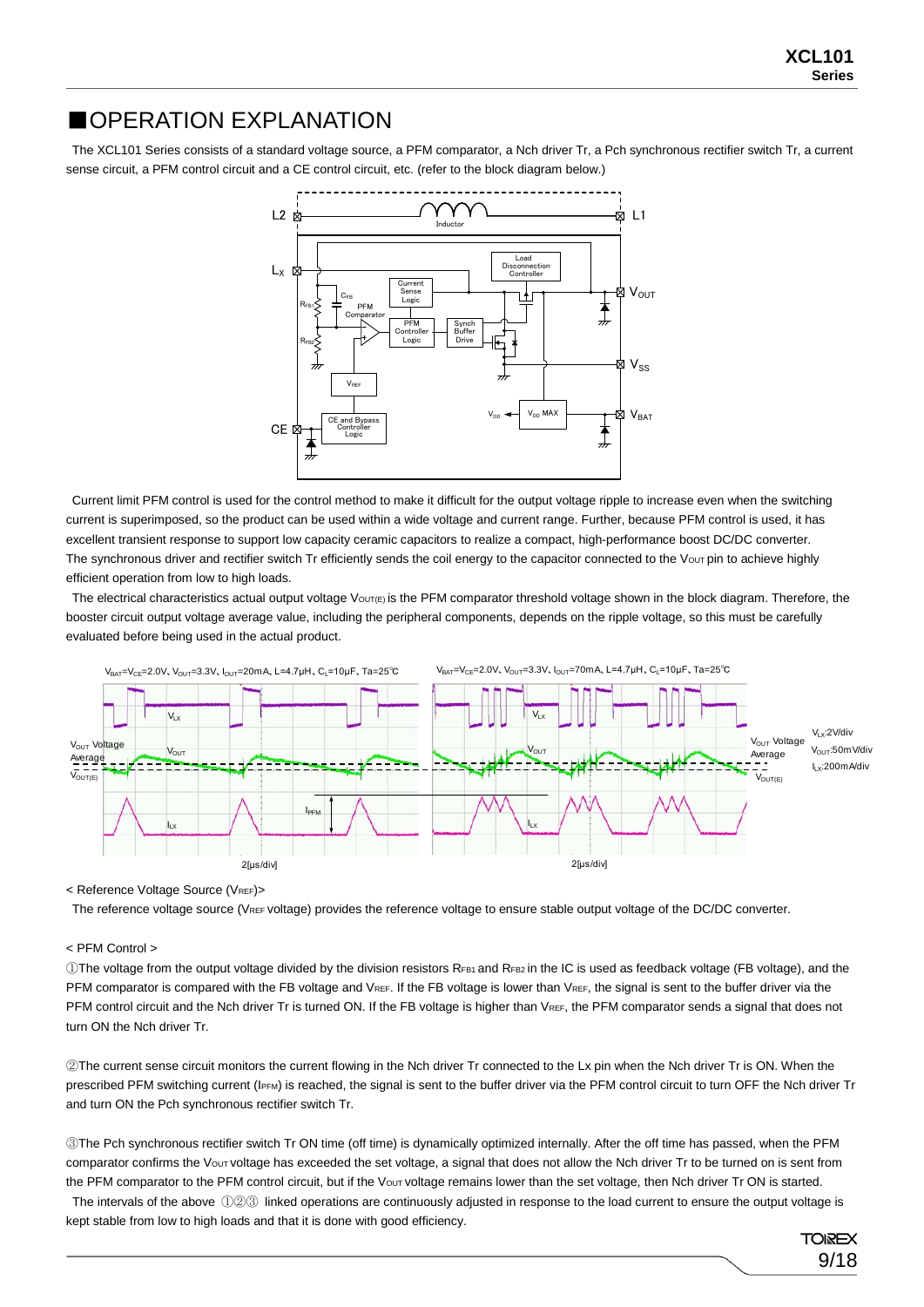## ■OPERATION EXPLANATION

The XCL101 Series consists of a standard voltage source, a PFM comparator, a Nch driver Tr, a Pch synchronous rectifier switch Tr, a current sense circuit, a PFM control circuit and a CE control circuit, etc. (refer to the block diagram below.)

Current limit PFM control is used for the control method to make it difficult for the output voltage ripple to increase even when the switching current is superimposed, so the product can be used within a wide voltage and current range. Further, because PFM control is used, it has excellent transient response to support low capacity ceramic capacitors to realize a compact, high-performance boost DC/DC converter. The synchronous driver and rectifier switch Tr efficiently sends the coil energy to the capacitor connected to the $V_{OUT}$ pin to achieve highly efficient operation from low to high loads.

The electrical characteristics actual output voltage $V_{OUT(E)}$ is the PFM comparator threshold voltage shown in the block diagram. Therefore, the booster circuit output voltage average value, including the peripheral components, depends on the ripple voltage, so this must be carefully evaluated before being used in the actual product.

$V_{BAT}=V_{CE}=2.0V$, $V_{OUT}=3.3V$, $I_{OUT}=20mA$, $L=4.7\mu H$, $C_L=10\mu F$, $Ta=25℃$

$V_{BAT}=V_{CE}=2.0V$, $V_{OUT}=3.3V$, $I_{OUT}=70mA$, $L=4.7\mu H$, $C_L=10\mu F$, $Ta=25℃$

$V_{LX}$:2V/div, $V_{OUT}$:50mV/div, $I_{LX}$:200mA/div

< Reference Voltage Source ($V_{REF}$)>

The reference voltage source ($V_{REF}$ voltage) provides the reference voltage to ensure stable output voltage of the DC/DC converter.

< PFM Control >

①The voltage from the output voltage divided by the division resistors $R_{FB1}$ and $R_{FB2}$ in the IC is used as feedback voltage (FB voltage), and the PFM comparator is compared with the FB voltage and $V_{REF}$. If the FB voltage is lower than $V_{REF}$, the signal is sent to the buffer driver via the PFM control circuit and the Nch driver Tr is turned ON. If the FB voltage is higher than $V_{REF}$, the PFM comparator sends a signal that does not turn ON the Nch driver Tr.

②The current sense circuit monitors the current flowing in the Nch driver Tr connected to the Lx pin when the Nch driver Tr is ON. When the prescribed PFM switching current ($I_{PFM}$) is reached, the signal is sent to the buffer driver via the PFM control circuit to turn OFF the Nch driver Tr and turn ON the Pch synchronous rectifier switch Tr.

③The Pch synchronous rectifier switch Tr ON time (off time) is dynamically optimized internally. After the off time has passed, when the PFM comparator confirms the $V_{OUT}$ voltage has exceeded the set voltage, a signal that does not allow the Nch driver Tr to be turned on is sent from the PFM comparator to the PFM control circuit, but if the $V_{OUT}$ voltage remains lower than the set voltage, then Nch driver Tr ON is started.

The intervals of the above ①②③ linked operations are continuously adjusted in response to the load current to ensure the output voltage is kept stable from low to high loads and that it is done with good efficiency.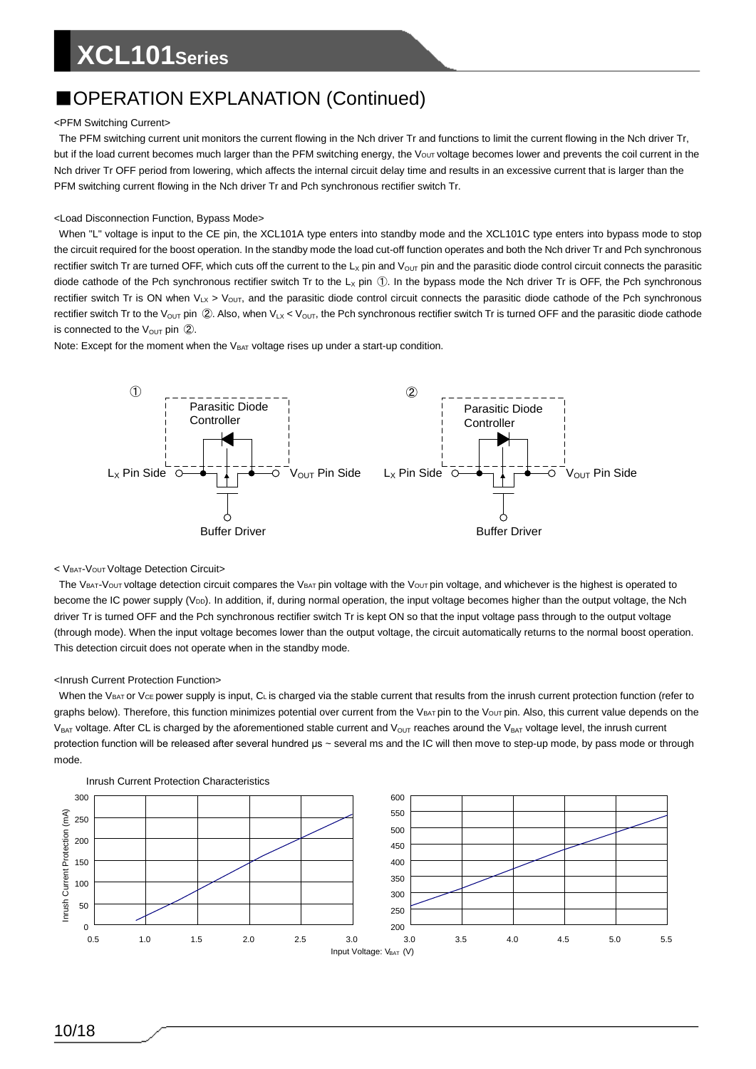## ■OPERATION EXPLANATION (Continued)

<PFM Switching Current>

The PFM switching current unit monitors the current flowing in the Nch driver Tr and functions to limit the current flowing in the Nch driver Tr, but if the load current becomes much larger than the PFM switching energy, the $V_{OUT}$ voltage becomes lower and prevents the coil current in the Nch driver Tr OFF period from lowering, which affects the internal circuit delay time and results in an excessive current that is larger than the PFM switching current flowing in the Nch driver Tr and Pch synchronous rectifier switch Tr.

<Load Disconnection Function, Bypass Mode>

When "L" voltage is input to the CE pin, the XCL101A type enters into standby mode and the XCL101C type enters into bypass mode to stop the circuit required for the boost operation. In the standby mode the load cut-off function operates and both the Nch driver Tr and Pch synchronous rectifier switch Tr are turned OFF, which cuts off the current to the $L_X$ pin and $V_{OUT}$ pin and the parasitic diode control circuit connects the parasitic diode cathode of the Pch synchronous rectifier switch Tr to the $L_X$ pin ①. In the bypass mode the Nch driver Tr is OFF, the Pch synchronous rectifier switch Tr is ON when $V_{LX} > V_{OUT}$, and the parasitic diode control circuit connects the parasitic diode cathode of the Pch synchronous rectifier switch Tr to the $V_{OUT}$ pin ②. Also, when $V_{LX} < V_{OUT}$, the Pch synchronous rectifier switch Tr is turned OFF and the parasitic diode cathode is connected to the $V_{OUT}$ pin ②.

Note: Except for the moment when the $V_{BAT}$ voltage rises up under a start-up condition.

① Parasitic Diode Controller — $L_X$ Pin Side / $V_{OUT}$ Pin Side / Buffer Driver

② Parasitic Diode Controller — $L_X$ Pin Side / $V_{OUT}$ Pin Side / Buffer Driver

< $V_{BAT}$-$V_{OUT}$ Voltage Detection Circuit>

The $V_{BAT}$-$V_{OUT}$ voltage detection circuit compares the $V_{BAT}$ pin voltage with the $V_{OUT}$ pin voltage, and whichever is the highest is operated to become the IC power supply ($V_{DD}$). In addition, if, during normal operation, the input voltage becomes higher than the output voltage, the Nch driver Tr is turned OFF and the Pch synchronous rectifier switch Tr is kept ON so that the input voltage pass through to the output voltage (through mode). When the input voltage becomes lower than the output voltage, the circuit automatically returns to the normal boost operation. This detection circuit does not operate when in the standby mode.

<Inrush Current Protection Function>

When the $V_{BAT}$ or $V_{CE}$ power supply is input, $C_L$ is charged via the stable current that results from the inrush current protection function (refer to graphs below). Therefore, this function minimizes potential over current from the $V_{BAT}$ pin to the $V_{OUT}$ pin. Also, this current value depends on the $V_{BAT}$ voltage. After CL is charged by the aforementioned stable current and $V_{OUT}$ reaches around the $V_{BAT}$ voltage level, the inrush current protection function will be released after several hundred μs ~ several ms and the IC will then move to step-up mode, by pass mode or through mode.

Inrush Current Protection Characteristics

(Graphs: Inrush Current Protection (mA) vs. Input Voltage: $V_{BAT}$ (V); left graph 0.5–3.0 V, 0–300 mA; right graph 3.0–5.5 V, 200–600 mA)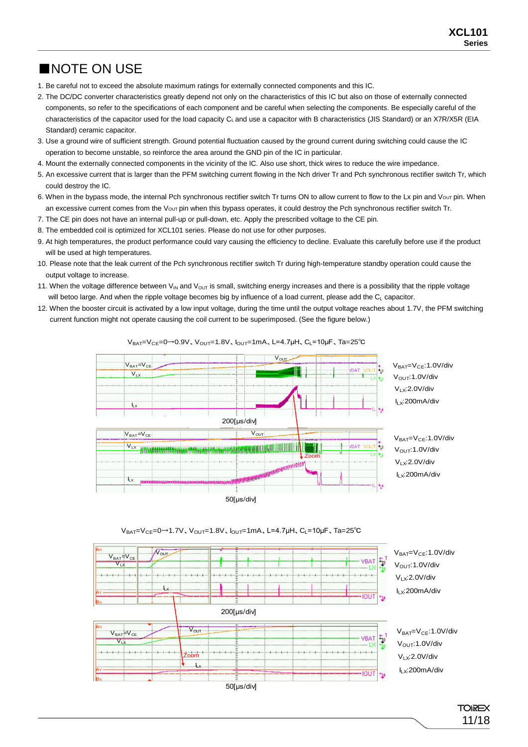## ■NOTE ON USE

1. Be careful not to exceed the absolute maximum ratings for externally connected components and this IC.
2. The DC/DC converter characteristics greatly depend not only on the characteristics of this IC but also on those of externally connected components, so refer to the specifications of each component and be careful when selecting the components. Be especially careful of the characteristics of the capacitor used for the load capacity $C_L$ and use a capacitor with B characteristics (JIS Standard) or an X7R/X5R (EIA Standard) ceramic capacitor.
3. Use a ground wire of sufficient strength. Ground potential fluctuation caused by the ground current during switching could cause the IC operation to become unstable, so reinforce the area around the GND pin of the IC in particular.
4. Mount the externally connected components in the vicinity of the IC. Also use short, thick wires to reduce the wire impedance.
5. An excessive current that is larger than the PFM switching current flowing in the Nch driver Tr and Pch synchronous rectifier switch Tr, which could destroy the IC.
6. When in the bypass mode, the internal Pch synchronous rectifier switch Tr turns ON to allow current to flow to the Lx pin and $V_{OUT}$ pin. When an excessive current comes from the $V_{OUT}$ pin when this bypass operates, it could destroy the Pch synchronous rectifier switch Tr.
7. The CE pin does not have an internal pull-up or pull-down, etc. Apply the prescribed voltage to the CE pin.
8. The embedded coil is optimized for XCL101 series. Please do not use for other purposes.
9. At high temperatures, the product performance could vary causing the efficiency to decline. Evaluate this carefully before use if the product will be used at high temperatures.
10. Please note that the leak current of the Pch synchronous rectifier switch Tr during high-temperature standby operation could cause the output voltage to increase.
11. When the voltage difference between $V_{IN}$ and $V_{OUT}$ is small, switching energy increases and there is a possibility that the ripple voltage will betoo large. And when the ripple voltage becomes big by influence of a load current, please add the $C_L$ capacitor.
12. When the booster circuit is activated by a low input voltage, during the time until the output voltage reaches about 1.7V, the PFM switching current function might not operate causing the coil current to be superimposed. (See the figure below.)

$V_{BAT}=V_{CE}=0\rightarrow0.9V$、$V_{OUT}=1.8V$、$I_{OUT}=1mA$、L=4.7μH、$C_L=10μF$、Ta=25℃

(200[μs/div]: $V_{BAT}=V_{CE}$:1.0V/div, $V_{OUT}$:1.0V/div, $V_{LX}$:2.0V/div, $I_{LX}$:200mA/div)

(50[μs/div]: $V_{BAT}=V_{CE}$:1.0V/div, $V_{OUT}$:1.0V/div, $V_{LX}$:2.0V/div, $I_{LX}$:200mA/div)

$V_{BAT}=V_{CE}=0\rightarrow1.7V$、$V_{OUT}=1.8V$、$I_{OUT}=1mA$、L=4.7μH、$C_L=10μF$、Ta=25℃

(200[μs/div]: $V_{BAT}=V_{CE}$:1.0V/div, $V_{OUT}$:1.0V/div, $V_{LX}$:2.0V/div, $I_{LX}$:200mA/div)

(50[μs/div]: $V_{BAT}=V_{CE}$:1.0V/div, $V_{OUT}$:1.0V/div, $V_{LX}$:2.0V/div, $I_{LX}$:200mA/div)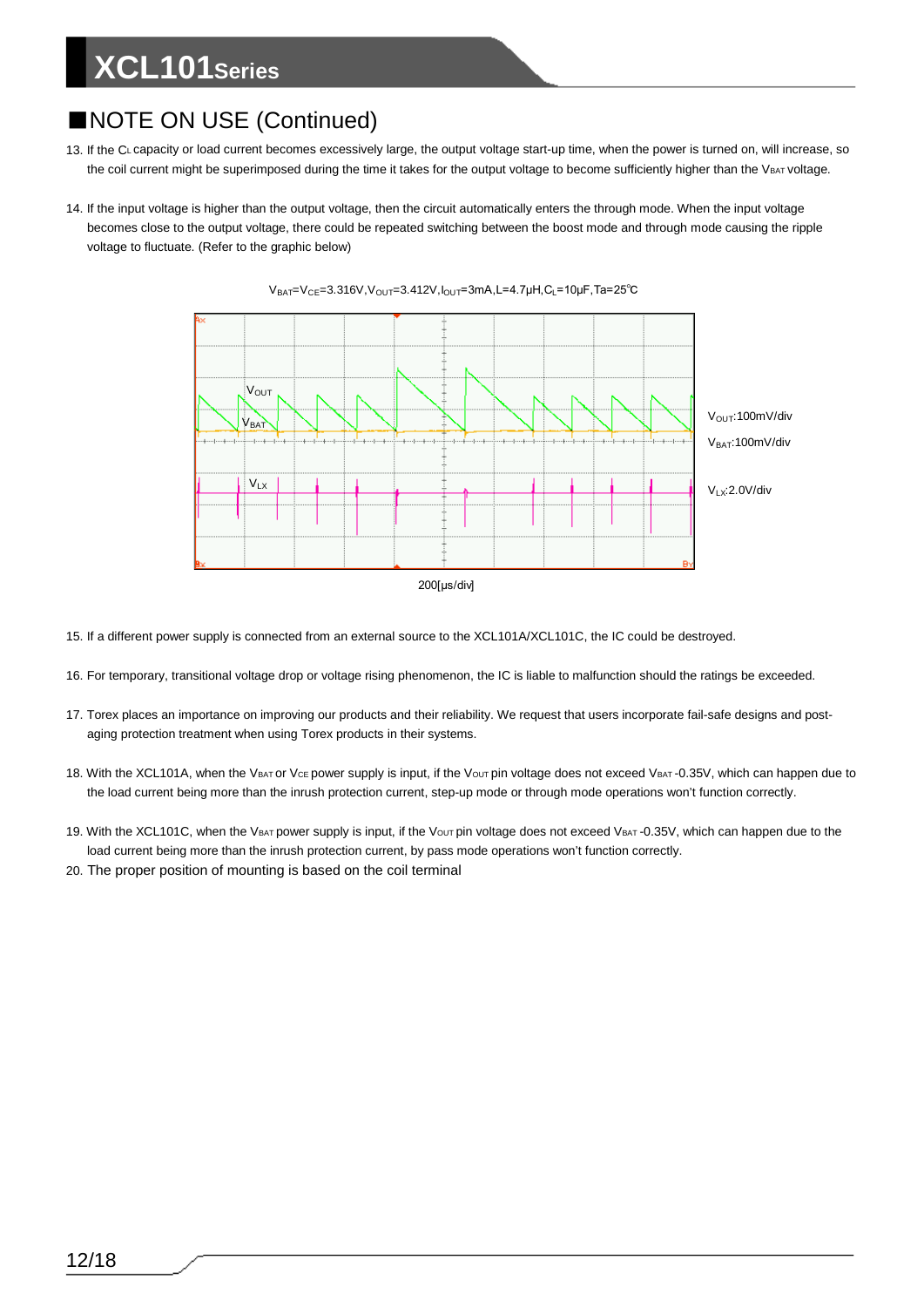## ■NOTE ON USE (Continued)

13. If the $C_L$ capacity or load current becomes excessively large, the output voltage start-up time, when the power is turned on, will increase, so the coil current might be superimposed during the time it takes for the output voltage to become sufficiently higher than the $V_{BAT}$ voltage.

14. If the input voltage is higher than the output voltage, then the circuit automatically enters the through mode. When the input voltage becomes close to the output voltage, there could be repeated switching between the boost mode and through mode causing the ripple voltage to fluctuate. (Refer to the graphic below)

$V_{BAT}$=$V_{CE}$=3.316V,$V_{OUT}$=3.412V,$I_{OUT}$=3mA,L=4.7μH,$C_L$=10μF,Ta=25℃

$V_{OUT}$:100mV/div
$V_{BAT}$:100mV/div
$V_{LX}$:2.0V/div

200[μs/div]

15. If a different power supply is connected from an external source to the XCL101A/XCL101C, the IC could be destroyed.

16. For temporary, transitional voltage drop or voltage rising phenomenon, the IC is liable to malfunction should the ratings be exceeded.

17. Torex places an importance on improving our products and their reliability. We request that users incorporate fail-safe designs and post-aging protection treatment when using Torex products in their systems.

18. With the XCL101A, when the $V_{BAT}$ or $V_{CE}$ power supply is input, if the $V_{OUT}$ pin voltage does not exceed $V_{BAT}$ -0.35V, which can happen due to the load current being more than the inrush protection current, step-up mode or through mode operations won't function correctly.

19. With the XCL101C, when the $V_{BAT}$ power supply is input, if the $V_{OUT}$ pin voltage does not exceed $V_{BAT}$ -0.35V, which can happen due to the load current being more than the inrush protection current, by pass mode operations won't function correctly.

20. The proper position of mounting is based on the coil terminal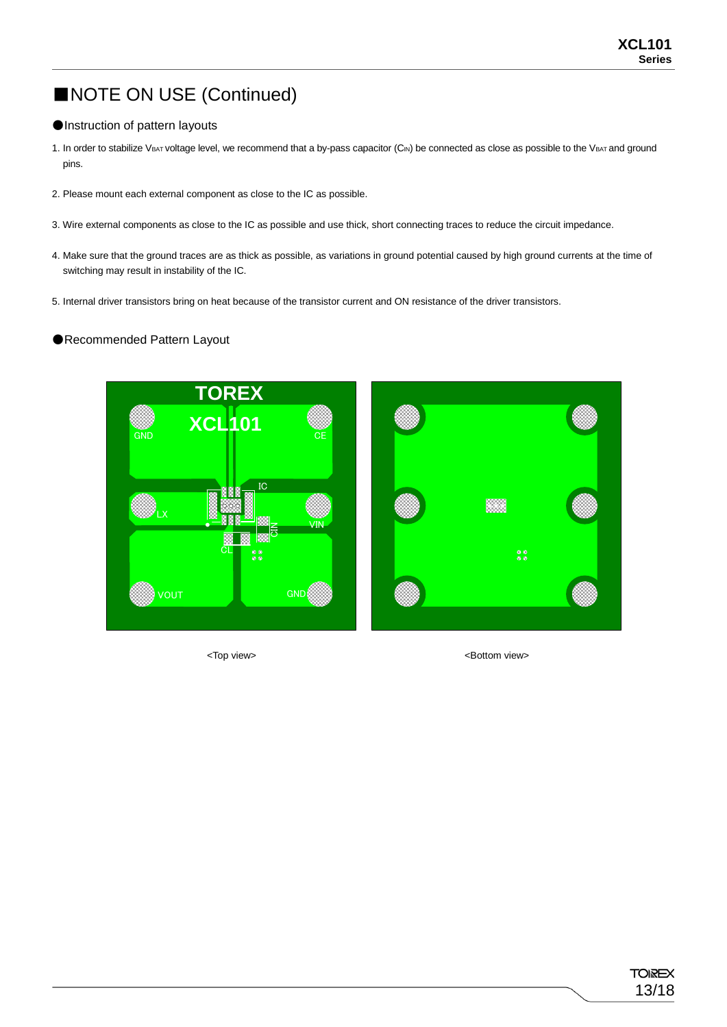## ■NOTE ON USE (Continued)

### ●Instruction of pattern layouts

1. In order to stabilize $V_{BAT}$ voltage level, we recommend that a by-pass capacitor ($C_{IN}$) be connected as close as possible to the $V_{BAT}$ and ground pins.

2. Please mount each external component as close to the IC as possible.

3. Wire external components as close to the IC as possible and use thick, short connecting traces to reduce the circuit impedance.

4. Make sure that the ground traces are as thick as possible, as variations in ground potential caused by high ground currents at the time of switching may result in instability of the IC.

5. Internal driver transistors bring on heat because of the transistor current and ON resistance of the driver transistors.

### ●Recommended Pattern Layout

<Top view>

<Bottom view>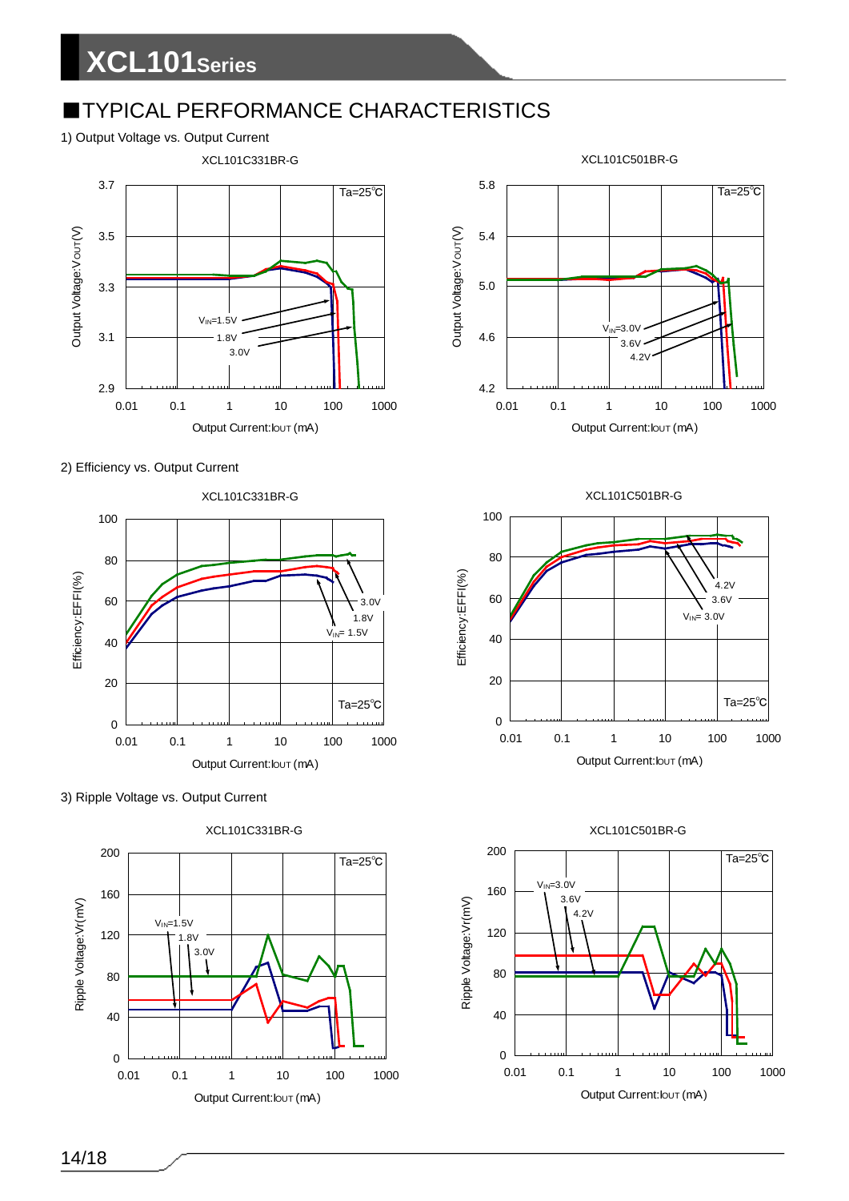## ■TYPICAL PERFORMANCE CHARACTERISTICS

1) Output Voltage vs. Output Current

XCL101C331BR-G

XCL101C501BR-G

2) Efficiency vs. Output Current

XCL101C331BR-G

XCL101C501BR-G

3) Ripple Voltage vs. Output Current

XCL101C331BR-G

XCL101C501BR-G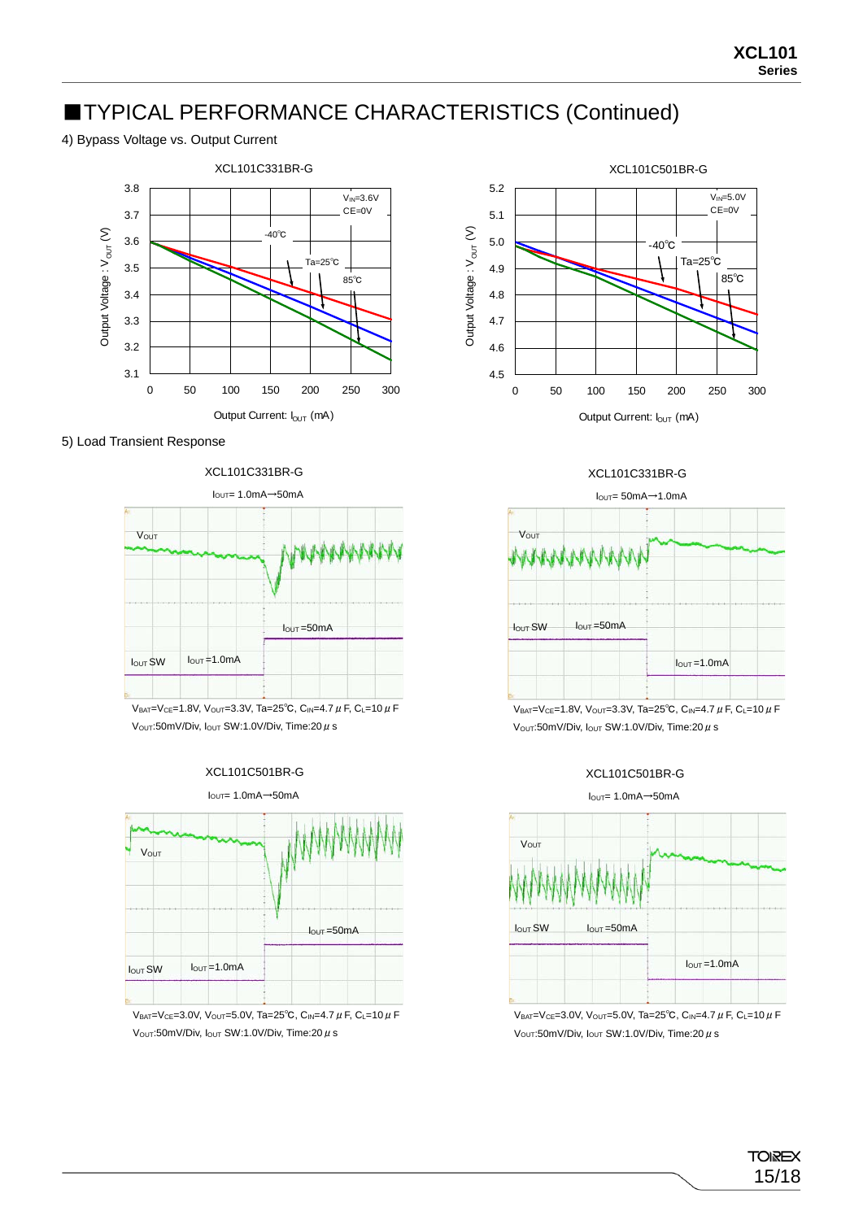# ■TYPICAL PERFORMANCE CHARACTERISTICS (Continued)

4) Bypass Voltage vs. Output Current

XCL101C331BR-G

$V_{IN}$=3.6V
CE=0V

-40℃
Ta=25℃
85℃

Output Voltage : $V_{OUT}$ (V)

Output Current: $I_{OUT}$ (mA)

XCL101C501BR-G

$V_{IN}$=5.0V
CE=0V

-40℃
Ta=25℃
85℃

Output Voltage : $V_{OUT}$ (V)

Output Current: $I_{OUT}$ (mA)

5) Load Transient Response

XCL101C331BR-G

$I_{OUT}$= 1.0mA→50mA

$V_{OUT}$
$I_{OUT}$=50mA
$I_{OUT}$ SW
$I_{OUT}$=1.0mA

$V_{BAT}$=$V_{CE}$=1.8V, $V_{OUT}$=3.3V, Ta=25℃, $C_{IN}$=4.7$\mu$F, $C_L$=10$\mu$F
$V_{OUT}$:50mV/Div, $I_{OUT}$ SW:1.0V/Div, Time:20$\mu$s

XCL101C331BR-G

$I_{OUT}$= 50mA→1.0mA

$V_{OUT}$
$I_{OUT}$ SW
$I_{OUT}$=50mA
$I_{OUT}$=1.0mA

$V_{BAT}$=$V_{CE}$=1.8V, $V_{OUT}$=3.3V, Ta=25℃, $C_{IN}$=4.7$\mu$F, $C_L$=10$\mu$F
$V_{OUT}$:50mV/Div, $I_{OUT}$ SW:1.0V/Div, Time:20$\mu$s

XCL101C501BR-G

$I_{OUT}$= 1.0mA→50mA

$V_{OUT}$
$I_{OUT}$=50mA
$I_{OUT}$ SW
$I_{OUT}$=1.0mA

$V_{BAT}$=$V_{CE}$=3.0V, $V_{OUT}$=5.0V, Ta=25℃, $C_{IN}$=4.7$\mu$F, $C_L$=10$\mu$F
$V_{OUT}$:50mV/Div, $I_{OUT}$ SW:1.0V/Div, Time:20$\mu$s

XCL101C501BR-G

$I_{OUT}$= 1.0mA→50mA

$V_{OUT}$
$I_{OUT}$ SW
$I_{OUT}$=50mA
$I_{OUT}$=1.0mA

$V_{BAT}$=$V_{CE}$=3.0V, $V_{OUT}$=5.0V, Ta=25℃, $C_{IN}$=4.7$\mu$F, $C_L$=10$\mu$F
$V_{OUT}$:50mV/Div, $I_{OUT}$ SW:1.0V/Div, Time:20$\mu$s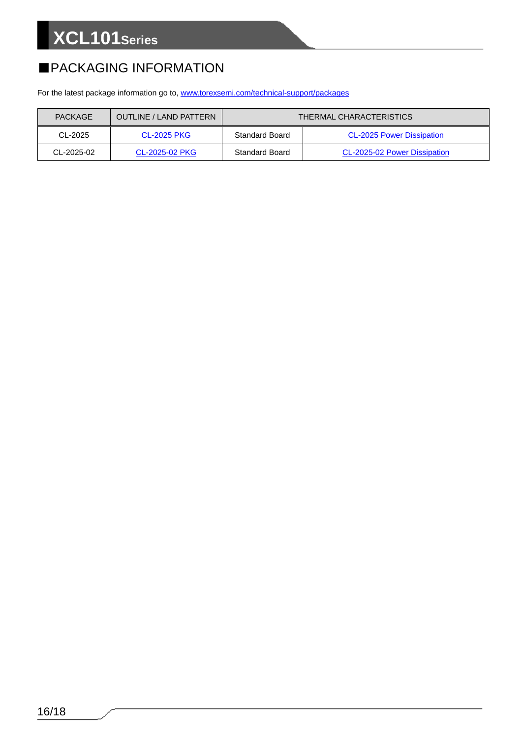## ■PACKAGING INFORMATION

For the latest package information go to, www.torexsemi.com/technical-support/packages

| PACKAGE | OUTLINE / LAND PATTERN | THERMAL CHARACTERISTICS | |
|---|---|---|---|
| CL-2025 | CL-2025 PKG | Standard Board | CL-2025 Power Dissipation |
| CL-2025-02 | CL-2025-02 PKG | Standard Board | CL-2025-02 Power Dissipation |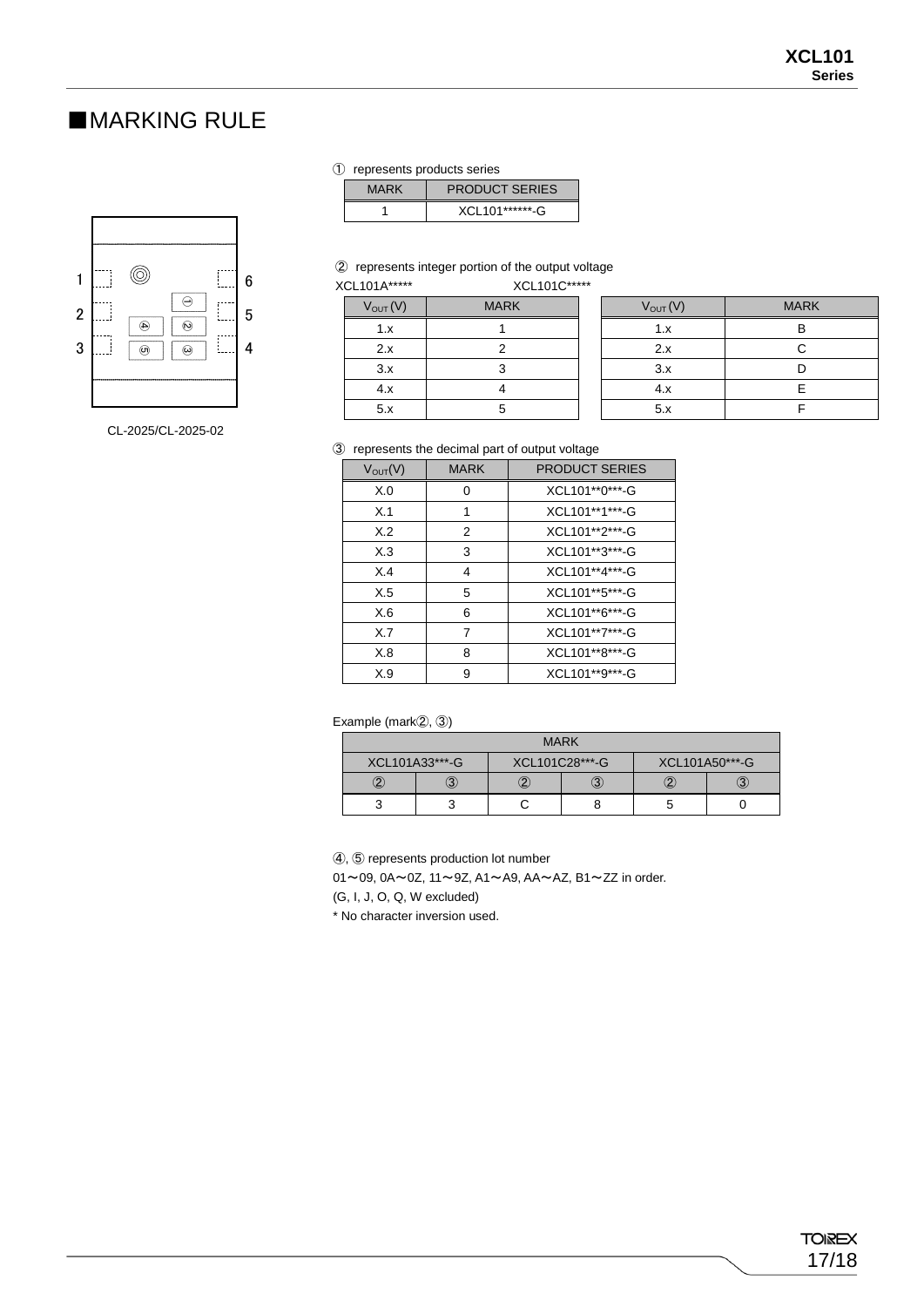## ■MARKING RULE

CL-2025/CL-2025-02

① represents products series

| MARK | PRODUCT SERIES |
|---|---|
| 1 | XCL101******-G |

② represents integer portion of the output voltage

XCL101A*****

| $V_{OUT}$ (V) | MARK |
|---|---|
| 1.x | 1 |
| 2.x | 2 |
| 3.x | 3 |
| 4.x | 4 |
| 5.x | 5 |

XCL101C*****

| $V_{OUT}$ (V) | MARK |
|---|---|
| 1.x | B |
| 2.x | C |
| 3.x | D |
| 4.x | E |
| 5.x | F |

③ represents the decimal part of output voltage

| $V_{OUT}$(V) | MARK | PRODUCT SERIES |
|---|---|---|
| X.0 | 0 | XCL101**0***-G |
| X.1 | 1 | XCL101**1***-G |
| X.2 | 2 | XCL101**2***-G |
| X.3 | 3 | XCL101**3***-G |
| X.4 | 4 | XCL101**4***-G |
| X.5 | 5 | XCL101**5***-G |
| X.6 | 6 | XCL101**6***-G |
| X.7 | 7 | XCL101**7***-G |
| X.8 | 8 | XCL101**8***-G |
| X.9 | 9 | XCL101**9***-G |

Example (mark②, ③)

| MARK | | | | | |
|---|---|---|---|---|---|
| XCL101A33***-G | | XCL101C28***-G | | XCL101A50***-G | |
| ② | ③ | ② | ③ | ② | ③ |
| 3 | 3 | C | 8 | 5 | 0 |

④, ⑤ represents production lot number

01～09, 0A～0Z, 11～9Z, A1～A9, AA～AZ, B1～ZZ in order.

(G, I, J, O, Q, W excluded)

* No character inversion used.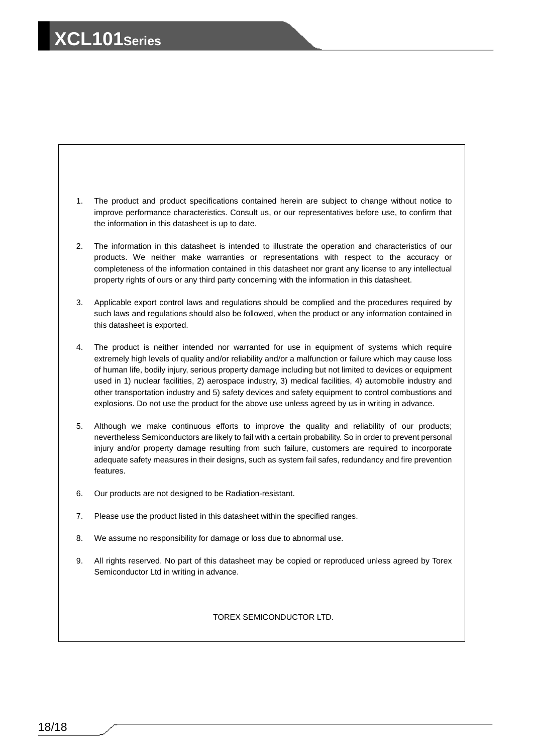1. The product and product specifications contained herein are subject to change without notice to improve performance characteristics. Consult us, or our representatives before use, to confirm that the information in this datasheet is up to date.

2. The information in this datasheet is intended to illustrate the operation and characteristics of our products. We neither make warranties or representations with respect to the accuracy or completeness of the information contained in this datasheet nor grant any license to any intellectual property rights of ours or any third party concerning with the information in this datasheet.

3. Applicable export control laws and regulations should be complied and the procedures required by such laws and regulations should also be followed, when the product or any information contained in this datasheet is exported.

4. The product is neither intended nor warranted for use in equipment of systems which require extremely high levels of quality and/or reliability and/or a malfunction or failure which may cause loss of human life, bodily injury, serious property damage including but not limited to devices or equipment used in 1) nuclear facilities, 2) aerospace industry, 3) medical facilities, 4) automobile industry and other transportation industry and 5) safety devices and safety equipment to control combustions and explosions. Do not use the product for the above use unless agreed by us in writing in advance.

5. Although we make continuous efforts to improve the quality and reliability of our products; nevertheless Semiconductors are likely to fail with a certain probability. So in order to prevent personal injury and/or property damage resulting from such failure, customers are required to incorporate adequate safety measures in their designs, such as system fail safes, redundancy and fire prevention features.

6. Our products are not designed to be Radiation-resistant.

7. Please use the product listed in this datasheet within the specified ranges.

8. We assume no responsibility for damage or loss due to abnormal use.

9. All rights reserved. No part of this datasheet may be copied or reproduced unless agreed by Torex Semiconductor Ltd in writing in advance.

TOREX SEMICONDUCTOR LTD.